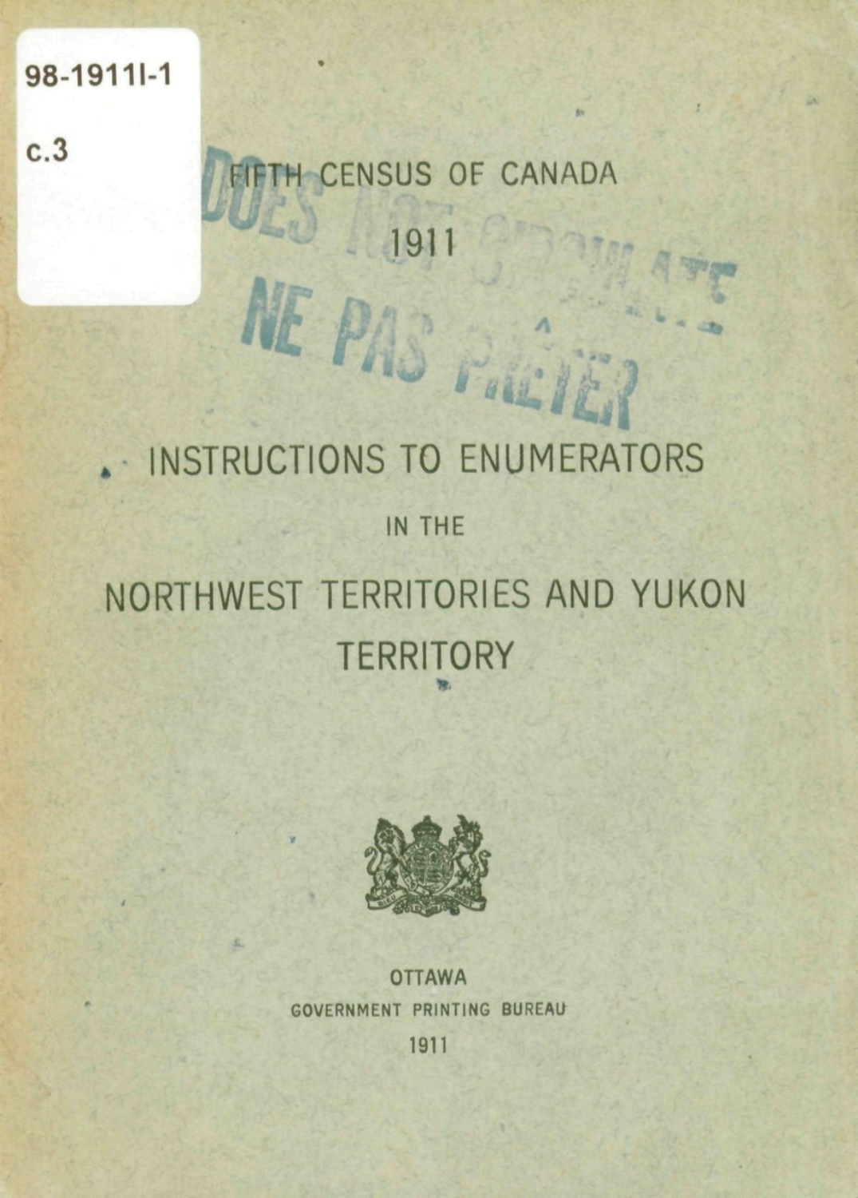98-1911I-1

c.3

# FIFTH CENSUS OF CANADA

## 1911

DOES NOT CIRCULATE
NE PAS PRÊTER

# INSTRUCTIONS TO ENUMERATORS

IN THE

# NORTHWEST TERRITORIES AND YUKON TERRITORY

OTTAWA
GOVERNMENT PRINTING BUREAU
1911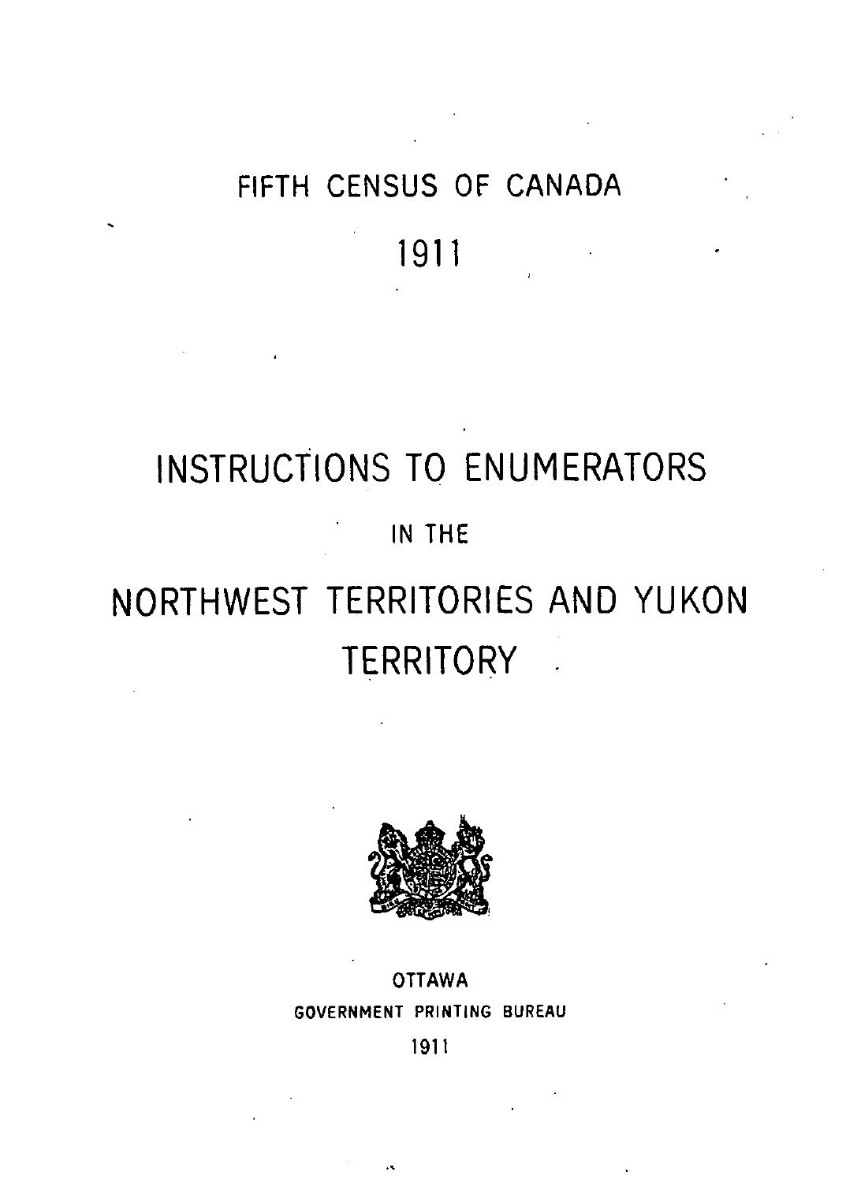FIFTH CENSUS OF CANADA

1911

# INSTRUCTIONS TO ENUMERATORS

IN THE

# NORTHWEST TERRITORIES AND YUKON TERRITORY

OTTAWA

GOVERNMENT PRINTING BUREAU

1911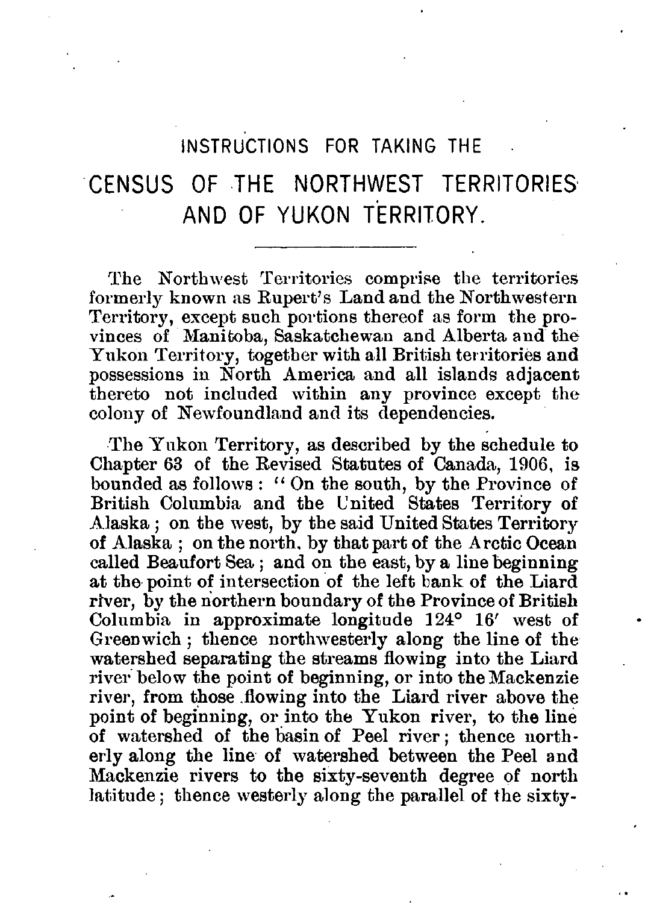# INSTRUCTIONS FOR TAKING THE CENSUS OF THE NORTHWEST TERRITORIES AND OF YUKON TERRITORY.

The Northwest Territories comprise the territories formerly known as Rupert's Land and the Northwestern Territory, except such portions thereof as form the provinces of Manitoba, Saskatchewan and Alberta and the Yukon Territory, together with all British territories and possessions in North America and all islands adjacent thereto not included within any province except the colony of Newfoundland and its dependencies.

The Yukon Territory, as described by the schedule to Chapter 63 of the Revised Statutes of Canada, 1906, is bounded as follows: "On the south, by the Province of British Columbia and the United States Territory of Alaska; on the west, by the said United States Territory of Alaska; on the north, by that part of the Arctic Ocean called Beaufort Sea; and on the east, by a line beginning at the point of intersection of the left bank of the Liard river, by the northern boundary of the Province of British Columbia in approximate longitude 124° 16′ west of Greenwich; thence northwesterly along the line of the watershed separating the streams flowing into the Liard river below the point of beginning, or into the Mackenzie river, from those flowing into the Liard river above the point of beginning, or into the Yukon river, to the line of watershed of the basin of Peel river; thence northerly along the line of watershed between the Peel and Mackenzie rivers to the sixty-seventh degree of north latitude; thence westerly along the parallel of the sixty-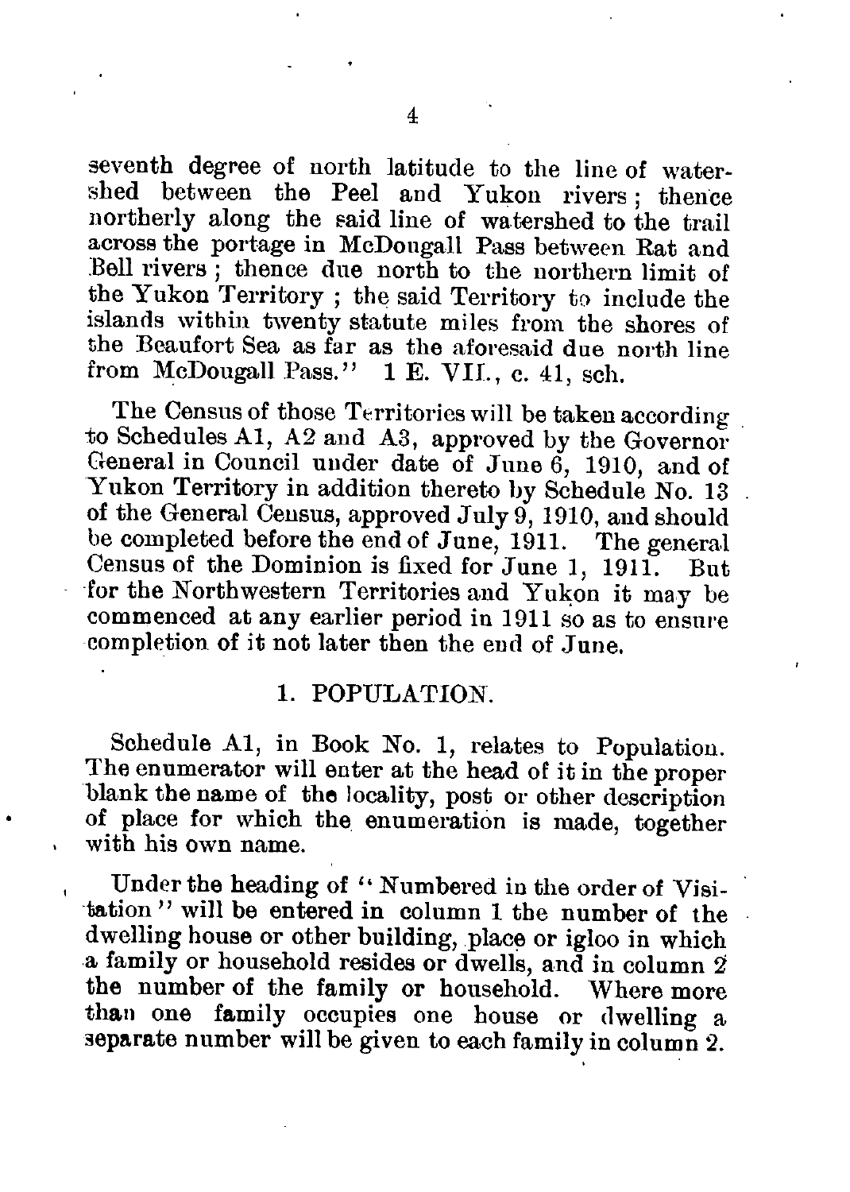seventh degree of north latitude to the line of watershed between the Peel and Yukon rivers; thence northerly along the said line of watershed to the trail across the portage in McDougall Pass between Rat and Bell rivers; thence due north to the northern limit of the Yukon Territory; the said Territory to include the islands within twenty statute miles from the shores of the Beaufort Sea as far as the aforesaid due north line from McDougall Pass." 1 E. VII., c. 41, sch.

The Census of those Territories will be taken according to Schedules A1, A2 and A3, approved by the Governor General in Council under date of June 6, 1910, and of Yukon Territory in addition thereto by Schedule No. 13 of the General Census, approved July 9, 1910, and should be completed before the end of June, 1911. The general Census of the Dominion is fixed for June 1, 1911. But for the Northwestern Territories and Yukon it may be commenced at any earlier period in 1911 so as to ensure completion of it not later then the end of June.

## 1. POPULATION.

Schedule A1, in Book No. 1, relates to Population. The enumerator will enter at the head of it in the proper blank the name of the locality, post or other description of place for which the enumeration is made, together with his own name.

Under the heading of "Numbered in the order of Visitation" will be entered in column 1 the number of the dwelling house or other building, place or igloo in which a family or household resides or dwells, and in column 2 the number of the family or household. Where more than one family occupies one house or dwelling a separate number will be given to each family in column 2.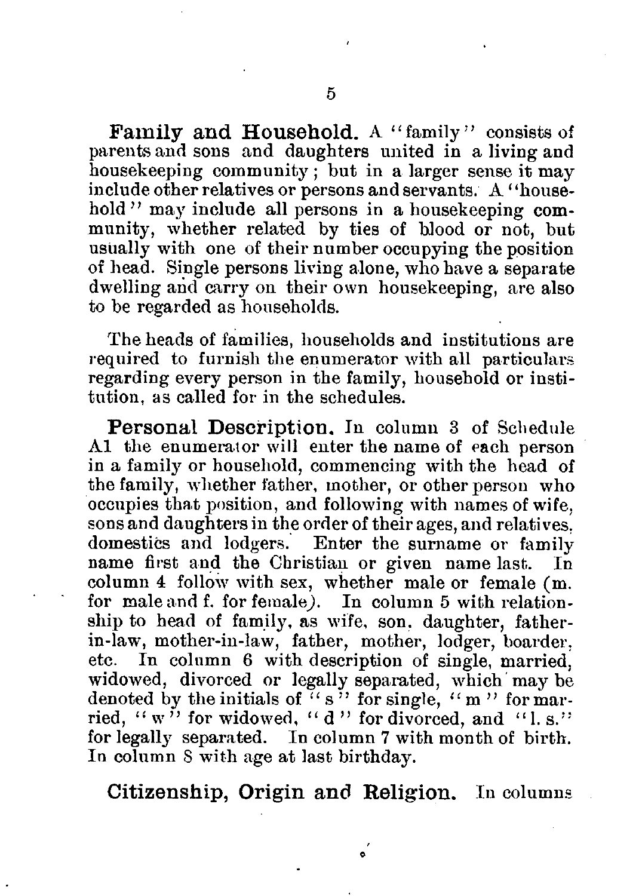**Family and Household.** A "family" consists of parents and sons and daughters united in a living and housekeeping community; but in a larger sense it may include other relatives or persons and servants. A "household" may include all persons in a housekeeping community, whether related by ties of blood or not, but usually with one of their number occupying the position of head. Single persons living alone, who have a separate dwelling and carry on their own housekeeping, are also to be regarded as households.

The heads of families, households and institutions are required to furnish the enumerator with all particulars regarding every person in the family, household or institution, as called for in the schedules.

**Personal Description.** In column 3 of Schedule A1 the enumerator will enter the name of each person in a family or household, commencing with the head of the family, whether father, mother, or other person who occupies that position, and following with names of wife, sons and daughters in the order of their ages, and relatives, domestics and lodgers. Enter the surname or family name first and the Christian or given name last. In column 4 follow with sex, whether male or female (m. for male and f. for female). In column 5 with relationship to head of family, as wife, son, daughter, father-in-law, mother-in-law, father, mother, lodger, boarder, etc. In column 6 with description of single, married, widowed, divorced or legally separated, which may be denoted by the initials of "s" for single, "m" for married, "w" for widowed, "d" for divorced, and "l. s." for legally separated. In column 7 with month of birth. In column 8 with age at last birthday.

**Citizenship, Origin and Religion.** In columns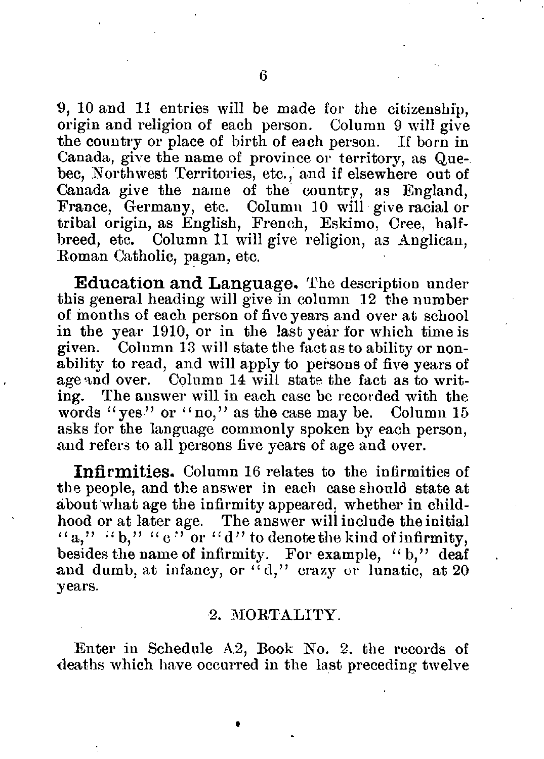9, 10 and 11 entries will be made for the citizenship, origin and religion of each person. Column 9 will give the country or place of birth of each person. If born in Canada, give the name of province or territory, as Quebec, Northwest Territories, etc., and if elsewhere out of Canada give the name of the country, as England, France, Germany, etc. Column 10 will give racial or tribal origin, as English, French, Eskimo, Cree, half-breed, etc. Column 11 will give religion, as Anglican, Roman Catholic, pagan, etc.

**Education and Language.** The description under this general heading will give in column 12 the number of months of each person of five years and over at school in the year 1910, or in the last year for which time is given. Column 13 will state the fact as to ability or non-ability to read, and will apply to persons of five years of age and over. Column 14 will state the fact as to writing. The answer will in each case be recorded with the words "yes" or "no," as the case may be. Column 15 asks for the language commonly spoken by each person, and refers to all persons five years of age and over.

**Infirmities.** Column 16 relates to the infirmities of the people, and the answer in each case should state at about what age the infirmity appeared, whether in childhood or at later age. The answer will include the initial "a," "b," "c" or "d" to denote the kind of infirmity, besides the name of infirmity. For example, "b," deaf and dumb, at infancy, or "d," crazy or lunatic, at 20 years.

## 2. MORTALITY.

Enter in Schedule A2, Book No. 2, the records of deaths which have occurred in the last preceding twelve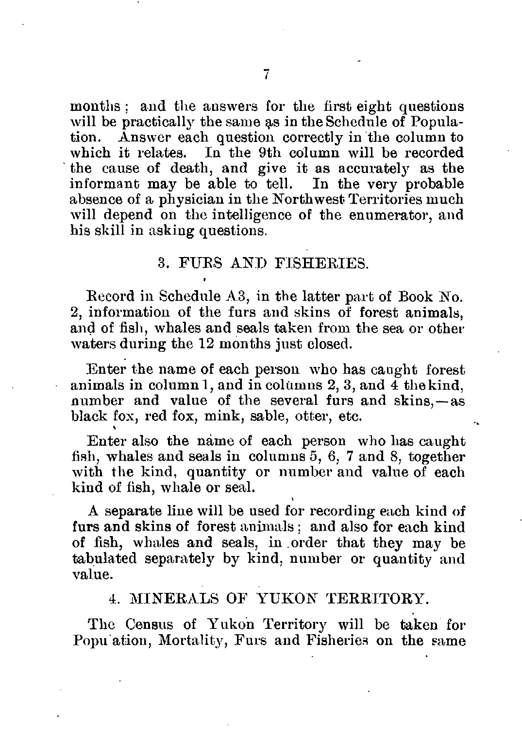months; and the answers for the first eight questions will be practically the same as in the Schedule of Population. Answer each question correctly in the column to which it relates. In the 9th column will be recorded the cause of death, and give it as accurately as the informant may be able to tell. In the very probable absence of a physician in the Northwest Territories much will depend on the intelligence of the enumerator, and his skill in asking questions.

## 3. FURS AND FISHERIES.

Record in Schedule A3, in the latter part of Book No. 2, information of the furs and skins of forest animals, and of fish, whales and seals taken from the sea or other waters during the 12 months just closed.

Enter the name of each person who has caught forest animals in column 1, and in columns 2, 3, and 4 the kind, number and value of the several furs and skins,—as black fox, red fox, mink, sable, otter, etc.

Enter also the name of each person who has caught fish, whales and seals in columns 5, 6, 7 and 8, together with the kind, quantity or number and value of each kind of fish, whale or seal.

A separate line will be used for recording each kind of furs and skins of forest animals; and also for each kind of fish, whales and seals, in order that they may be tabulated separately by kind, number or quantity and value.

## 4. MINERALS OF YUKON TERRITORY.

The Census of Yukon Territory will be taken for Population, Mortality, Furs and Fisheries on the same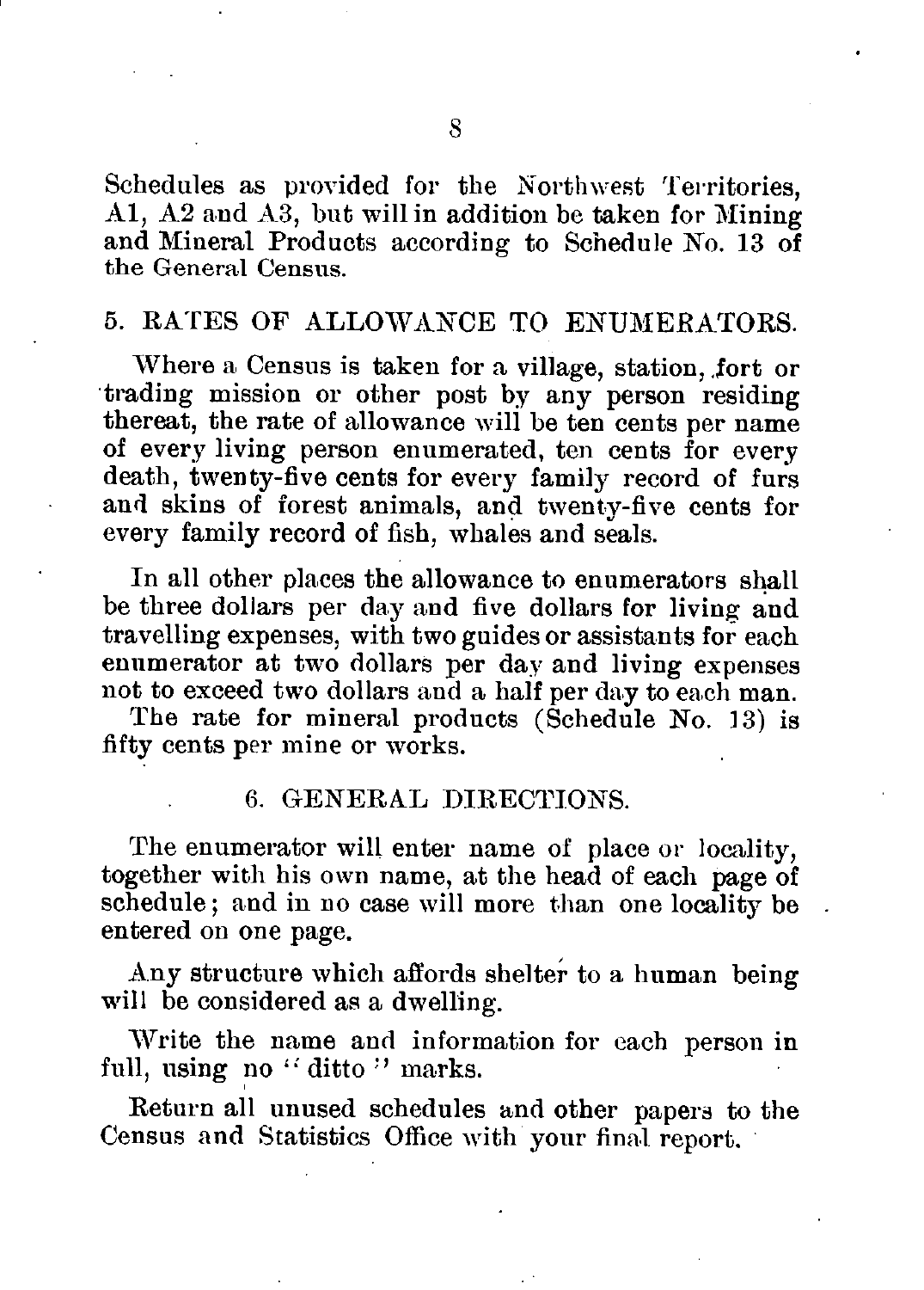Schedules as provided for the Northwest Territories, A1, A2 and A3, but will in addition be taken for Mining and Mineral Products according to Schedule No. 13 of the General Census.

## 5. RATES OF ALLOWANCE TO ENUMERATORS.

Where a Census is taken for a village, station, fort or trading mission or other post by any person residing thereat, the rate of allowance will be ten cents per name of every living person enumerated, ten cents for every death, twenty-five cents for every family record of furs and skins of forest animals, and twenty-five cents for every family record of fish, whales and seals.

In all other places the allowance to enumerators shall be three dollars per day and five dollars for living and travelling expenses, with two guides or assistants for each enumerator at two dollars per day and living expenses not to exceed two dollars and a half per day to each man.

The rate for mineral products (Schedule No. 13) is fifty cents per mine or works.

## 6. GENERAL DIRECTIONS.

The enumerator will enter name of place or locality, together with his own name, at the head of each page of schedule; and in no case will more than one locality be entered on one page.

Any structure which affords shelter to a human being will be considered as a dwelling.

Write the name and information for each person in full, using no "ditto" marks.

Return all unused schedules and other papers to the Census and Statistics Office with your final report.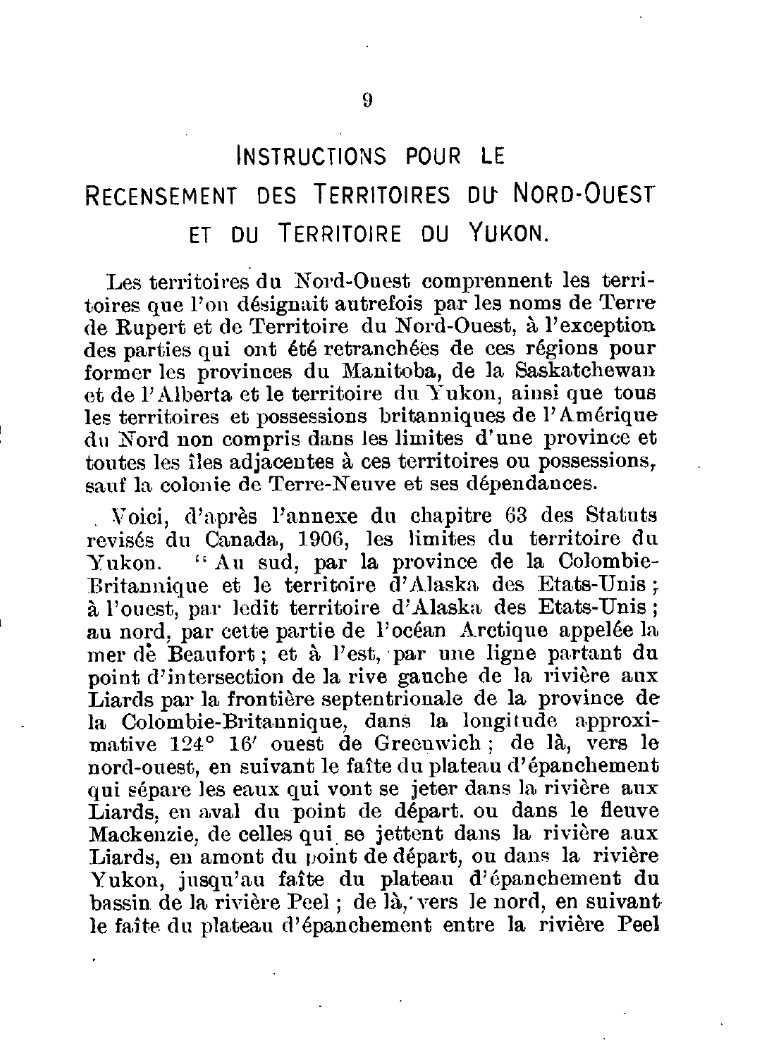## Instructions pour le Recensement des Territoires du Nord-Ouest et du Territoire du Yukon.

Les territoires du Nord-Ouest comprennent les territoires que l'on désignait autrefois par les noms de Terre de Rupert et de Territoire du Nord-Ouest, à l'exception des parties qui ont été retranchées de ces régions pour former les provinces du Manitoba, de la Saskatchewan et de l'Alberta et le territoire du Yukon, ainsi que tous les territoires et possessions britanniques de l'Amérique du Nord non compris dans les limites d'une province et toutes les îles adjacentes à ces territoires ou possessions, sauf la colonie de Terre-Neuve et ses dépendances.

Voici, d'après l'annexe du chapitre 63 des Statuts revisés du Canada, 1906, les limites du territoire du Yukon. "Au sud, par la province de la Colombie-Britannique et le territoire d'Alaska des Etats-Unis; à l'ouest, par ledit territoire d'Alaska des Etats-Unis; au nord, par cette partie de l'océan Arctique appelée la mer de Beaufort; et à l'est, par une ligne partant du point d'intersection de la rive gauche de la rivière aux Liards par la frontière septentrionale de la province de la Colombie-Britannique, dans la longitude approximative 124° 16′ ouest de Greenwich; de là, vers le nord-ouest, en suivant le faîte du plateau d'épanchement qui sépare les eaux qui vont se jeter dans la rivière aux Liards, en aval du point de départ, ou dans le fleuve Mackenzie, de celles qui se jettent dans la rivière aux Liards, en amont du point de départ, ou dans la rivière Yukon, jusqu'au faîte du plateau d'épanchement du bassin de la rivière Peel; de là, vers le nord, en suivant le faîte du plateau d'épanchement entre la rivière Peel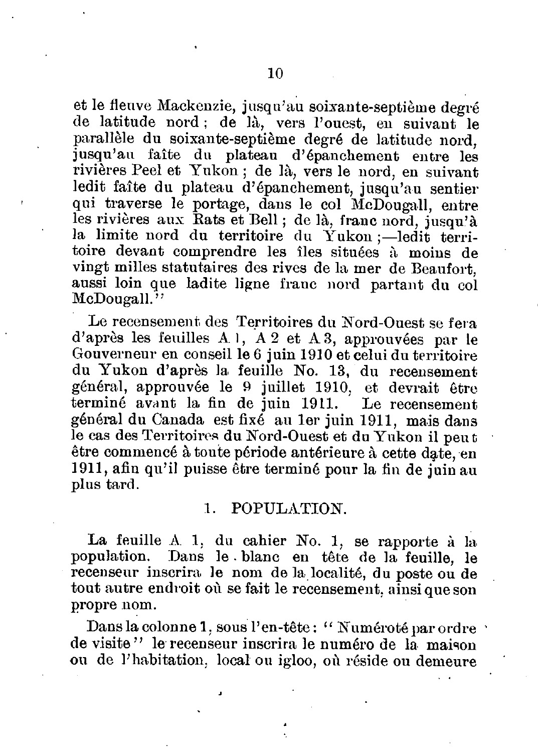et le fleuve Mackenzie, jusqu'au soixante-septième degré de latitude nord ; de là, vers l'ouest, en suivant le parallèle du soixante-septième degré de latitude nord, jusqu'au faîte du plateau d'épanchement entre les rivières Peel et Yukon ; de là, vers le nord, en suivant ledit faîte du plateau d'épanchement, jusqu'au sentier qui traverse le portage, dans le col McDougall, entre les rivières aux Rats et Bell ; de là, franc nord, jusqu'à la limite nord du territoire du Yukon ;—ledit territoire devant comprendre les îles situées à moins de vingt milles statutaires des rives de la mer de Beaufort, aussi loin que ladite ligne franc nord partant du col McDougall."

Le recensement des Territoires du Nord-Ouest se fera d'après les feuilles A 1, A 2 et A 3, approuvées par le Gouverneur en conseil le 6 juin 1910 et celui du territoire du Yukon d'après la feuille No. 13, du recensement général, approuvée le 9 juillet 1910, et devrait être terminé avant la fin de juin 1911. Le recensement général du Canada est fixé au 1er juin 1911, mais dans le cas des Territoires du Nord-Ouest et du Yukon il peut être commencé à toute période antérieure à cette date, en 1911, afin qu'il puisse être terminé pour la fin de juin au plus tard.

## 1. POPULATION.

La feuille A 1, du cahier No. 1, se rapporte à la population. Dans le blanc en tête de la feuille, le recenseur inscrira le nom de la localité, du poste ou de tout autre endroit où se fait le recensement, ainsi que son propre nom.

Dans la colonne 1, sous l'en-tête : "Numéroté par ordre de visite" le recenseur inscrira le numéro de la maison ou de l'habitation, local ou igloo, où réside ou demeure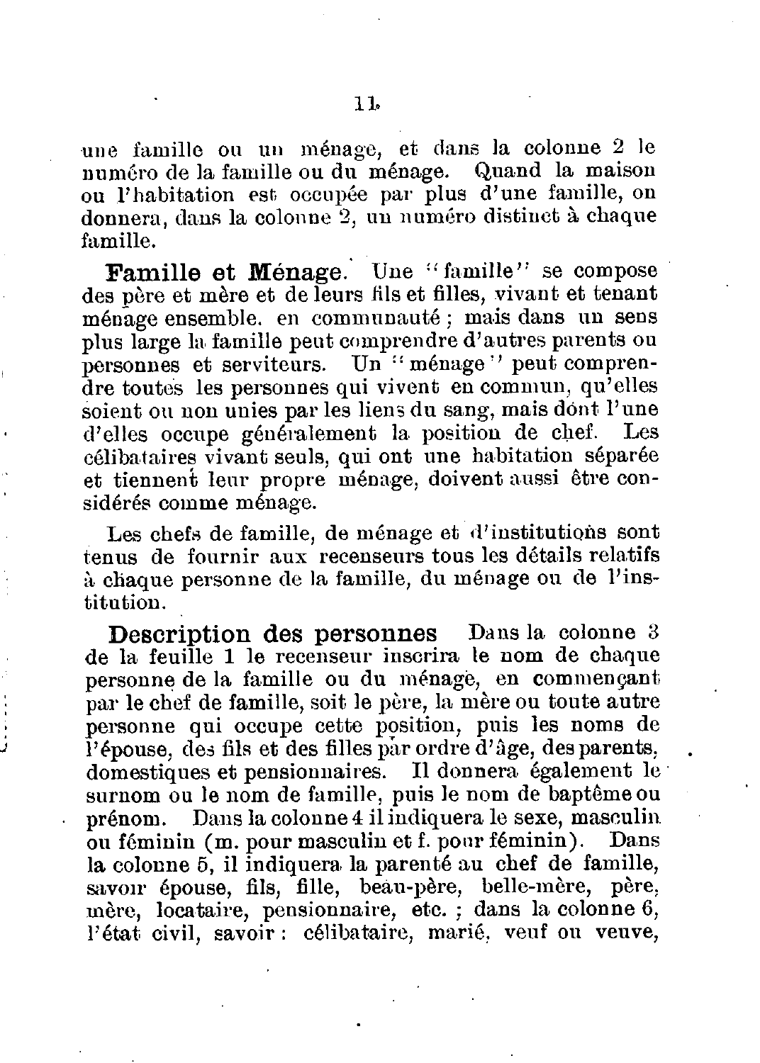une famille ou un ménage, et dans la colonne 2 le numéro de la famille ou du ménage. Quand la maison ou l'habitation est occupée par plus d'une famille, on donnera, dans la colonne 2, un numéro distinct à chaque famille.

**Famille et Ménage.** Une "famille" se compose des père et mère et de leurs fils et filles, vivant et tenant ménage ensemble, en communauté ; mais dans un sens plus large la famille peut comprendre d'autres parents ou personnes et serviteurs. Un "ménage" peut comprendre toutes les personnes qui vivent en commun, qu'elles soient ou non unies par les liens du sang, mais dont l'une d'elles occupe généralement la position de chef. Les célibataires vivant seuls, qui ont une habitation séparée et tiennent leur propre ménage, doivent aussi être considérés comme ménage.

Les chefs de famille, de ménage et d'institutions sont tenus de fournir aux recenseurs tous les détails relatifs à chaque personne de la famille, du ménage ou de l'institution.

**Description des personnes** Dans la colonne 3 de la feuille 1 le recenseur inscrira le nom de chaque personne de la famille ou du ménage, en commençant par le chef de famille, soit le père, la mère ou toute autre personne qui occupe cette position, puis les noms de l'épouse, des fils et des filles par ordre d'âge, des parents, domestiques et pensionnaires. Il donnera également le surnom ou le nom de famille, puis le nom de baptême ou prénom. Dans la colonne 4 il indiquera le sexe, masculin ou féminin (m. pour masculin et f. pour féminin). Dans la colonne 5, il indiquera la parenté au chef de famille, savoir épouse, fils, fille, beau-père, belle-mère, père, mère, locataire, pensionnaire, etc. ; dans la colonne 6, l'état civil, savoir : célibataire, marié, veuf ou veuve,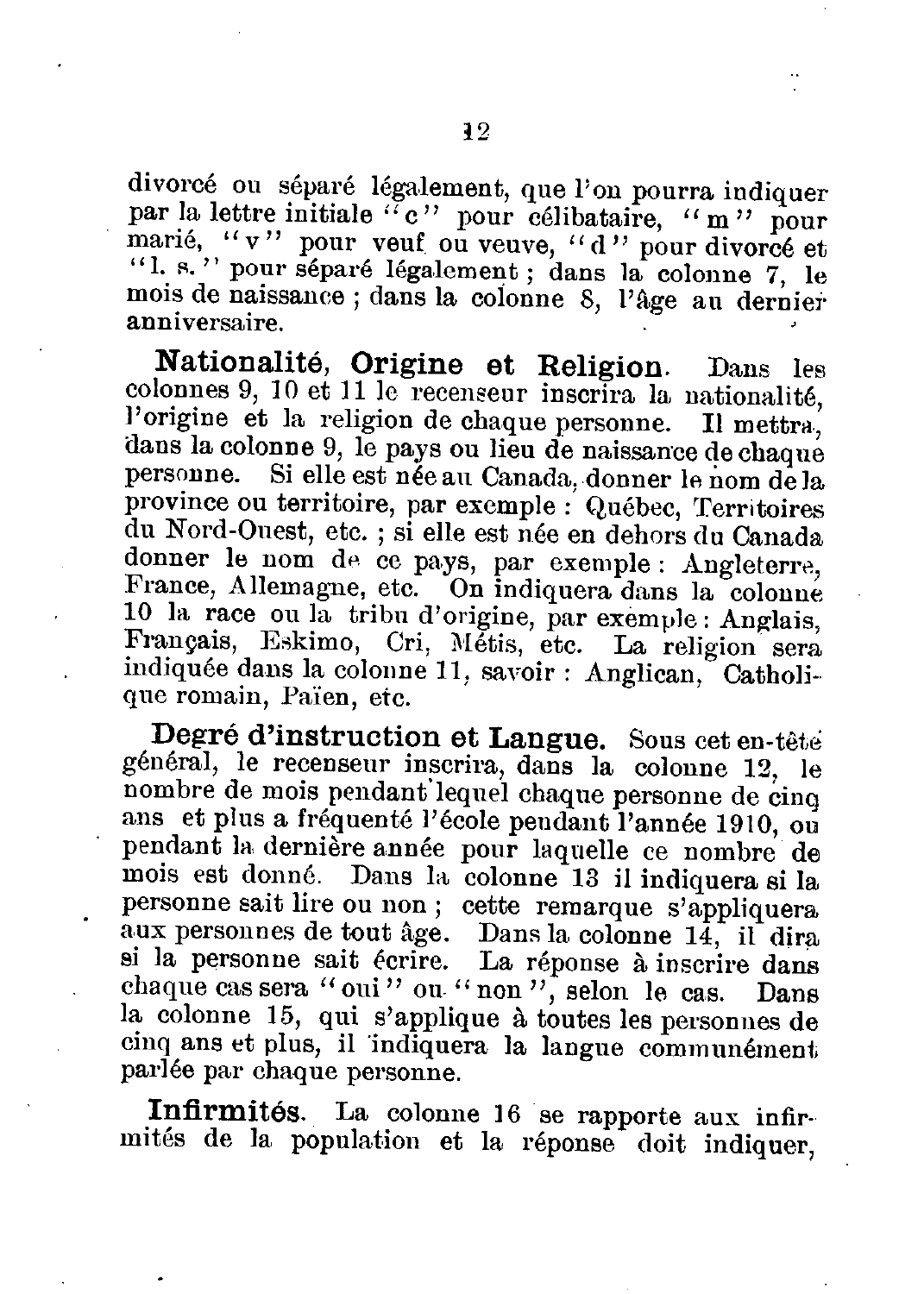divorcé ou séparé légalement, que l'on pourra indiquer par la lettre initiale "c" pour célibataire, "m" pour marié, "v" pour veuf ou veuve, "d" pour divorcé et "l. s." pour séparé légalement ; dans la colonne 7, le mois de naissance ; dans la colonne 8, l'âge au dernier anniversaire.

**Nationalité, Origine et Religion.** Dans les colonnes 9, 10 et 11 le recenseur inscrira la nationalité, l'origine et la religion de chaque personne. Il mettra, dans la colonne 9, le pays ou lieu de naissance de chaque personne. Si elle est née au Canada, donner le nom de la province ou territoire, par exemple : Québec, Territoires du Nord-Ouest, etc. ; si elle est née en dehors du Canada donner le nom de ce pays, par exemple : Angleterre, France, Allemagne, etc. On indiquera dans la colonne 10 la race ou la tribu d'origine, par exemple : Anglais, Français, Eskimo, Cri, Métis, etc. La religion sera indiquée dans la colonne 11, savoir : Anglican, Catholique romain, Païen, etc.

**Degré d'instruction et Langue.** Sous cet en-tête général, le recenseur inscrira, dans la colonne 12, le nombre de mois pendant lequel chaque personne de cinq ans et plus a fréquenté l'école pendant l'année 1910, ou pendant la dernière année pour laquelle ce nombre de mois est donné. Dans la colonne 13 il indiquera si la personne sait lire ou non ; cette remarque s'appliquera aux personnes de tout âge. Dans la colonne 14, il dira si la personne sait écrire. La réponse à inscrire dans chaque cas sera "oui" ou "non", selon le cas. Dans la colonne 15, qui s'applique à toutes les personnes de cinq ans et plus, il indiquera la langue communément parlée par chaque personne.

**Infirmités.** La colonne 16 se rapporte aux infirmités de la population et la réponse doit indiquer,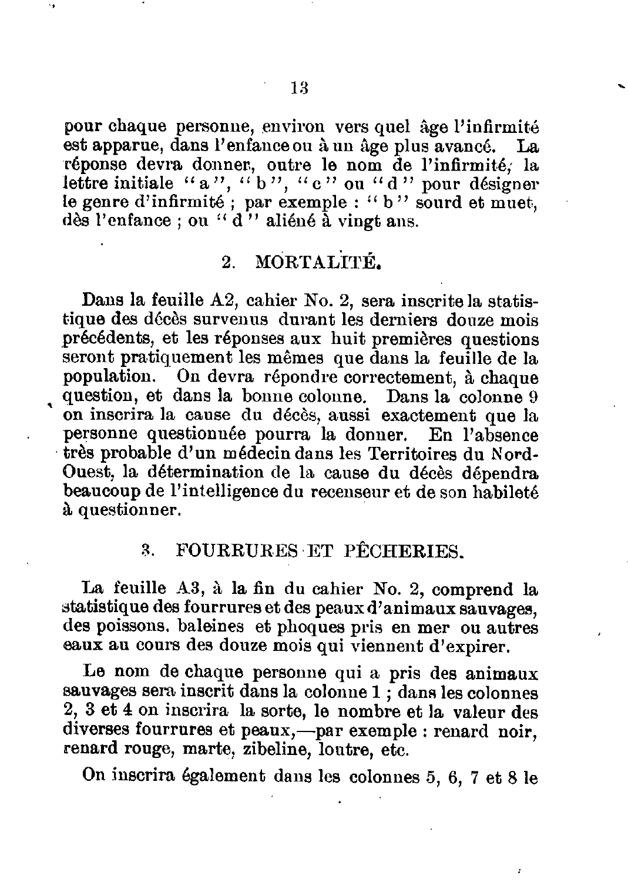pour chaque personne, environ vers quel âge l'infirmité est apparue, dans l'enfance ou à un âge plus avancé. La réponse devra donner, outre le nom de l'infirmité, la lettre initiale "a", "b", "c" ou "d" pour désigner le genre d'infirmité ; par exemple : "b" sourd et muet, dès l'enfance ; ou "d" aliéné à vingt ans.

## 2. MORTALITÉ.

Dans la feuille A2, cahier No. 2, sera inscrite la statistique des décès survenus durant les derniers douze mois précédents, et les réponses aux huit premières questions seront pratiquement les mêmes que dans la feuille de la population. On devra répondre correctement, à chaque question, et dans la bonne colonne. Dans la colonne 9 on inscrira la cause du décès, aussi exactement que la personne questionnée pourra la donner. En l'absence très probable d'un médecin dans les Territoires du Nord-Ouest, la détermination de la cause du décès dépendra beaucoup de l'intelligence du recenseur et de son habileté à questionner.

## 3. FOURRURES ET PÊCHERIES.

La feuille A3, à la fin du cahier No. 2, comprend la statistique des fourrures et des peaux d'animaux sauvages, des poissons, baleines et phoques pris en mer ou autres eaux au cours des douze mois qui viennent d'expirer.

Le nom de chaque personne qui a pris des animaux sauvages sera inscrit dans la colonne 1 ; dans les colonnes 2, 3 et 4 on inscrira la sorte, le nombre et la valeur des diverses fourrures et peaux,—par exemple : renard noir, renard rouge, marte, zibeline, loutre, etc.

On inscrira également dans les colonnes 5, 6, 7 et 8 le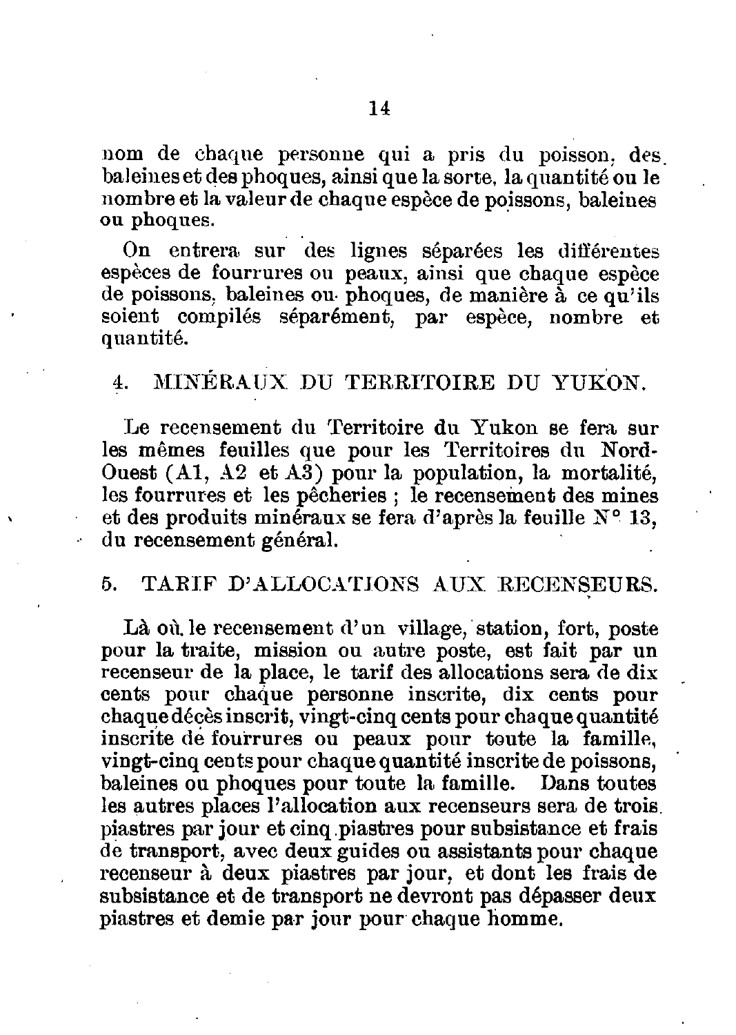nom de chaque personne qui a pris du poisson, des baleines et des phoques, ainsi que la sorte, la quantité ou le nombre et la valeur de chaque espèce de poissons, baleines ou phoques.

On entrera sur des lignes séparées les différentes espèces de fourrures ou peaux, ainsi que chaque espèce de poissons, baleines ou phoques, de manière à ce qu'ils soient compilés séparément, par espèce, nombre et quantité.

## 4. MINÉRAUX DU TERRITOIRE DU YUKON.

Le recensement du Territoire du Yukon se fera sur les mêmes feuilles que pour les Territoires du Nord-Ouest (A1, A2 et A3) pour la population, la mortalité, les fourrures et les pêcheries ; le recensement des mines et des produits minéraux se fera d'après la feuille N° 13, du recensement général.

## 5. TARIF D'ALLOCATIONS AUX RECENSEURS.

Là où le recensement d'un village, station, fort, poste pour la traite, mission ou autre poste, est fait par un recenseur de la place, le tarif des allocations sera de dix cents pour chaque personne inscrite, dix cents pour chaque décès inscrit, vingt-cinq cents pour chaque quantité inscrite de fourrures ou peaux pour toute la famille, vingt-cinq cents pour chaque quantité inscrite de poissons, baleines ou phoques pour toute la famille. Dans toutes les autres places l'allocation aux recenseurs sera de trois piastres par jour et cinq piastres pour subsistance et frais de transport, avec deux guides ou assistants pour chaque recenseur à deux piastres par jour, et dont les frais de subsistance et de transport ne devront pas dépasser deux piastres et demie par jour pour chaque homme.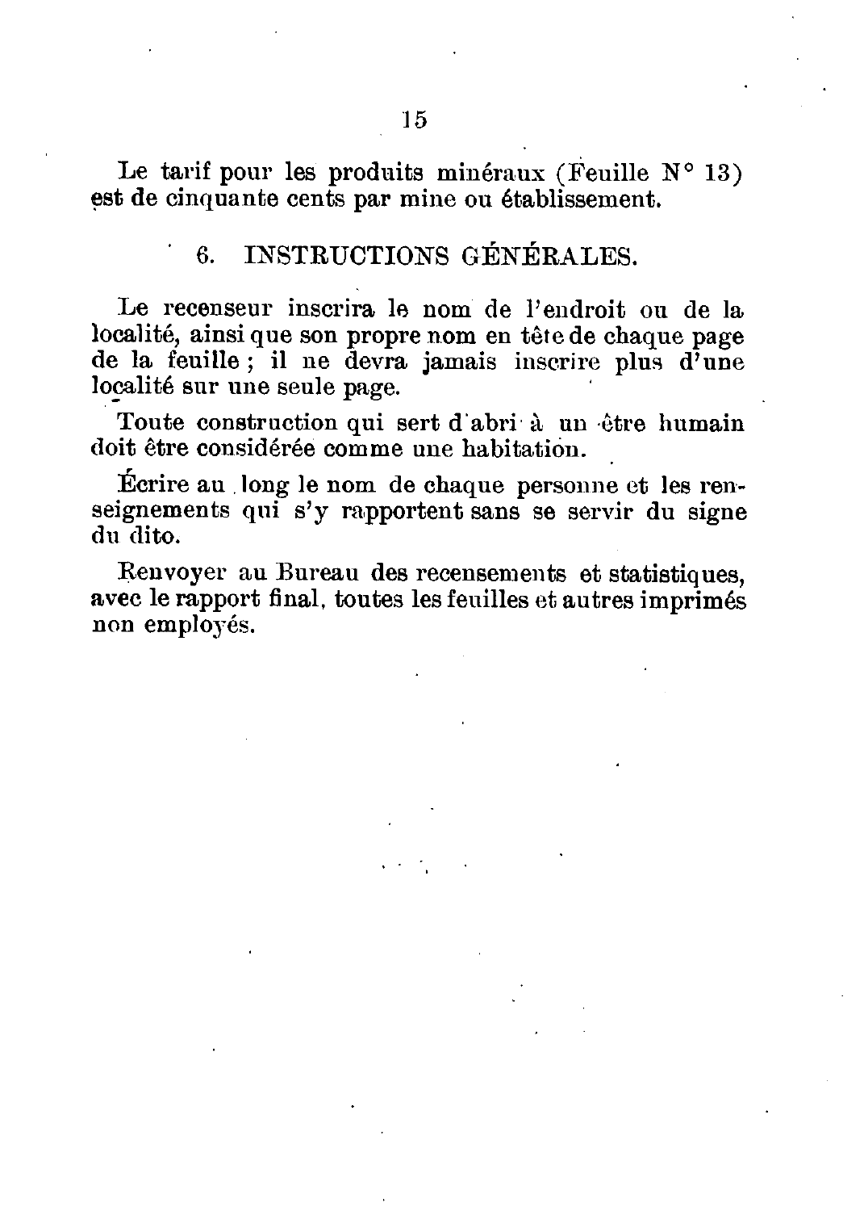Le tarif pour les produits minéraux (Feuille N° 13) est de cinquante cents par mine ou établissement.

## 6. INSTRUCTIONS GÉNÉRALES.

Le recenseur inscrira le nom de l'endroit ou de la localité, ainsi que son propre nom en tête de chaque page de la feuille ; il ne devra jamais inscrire plus d'une localité sur une seule page.

Toute construction qui sert d'abri à un être humain doit être considérée comme une habitation.

Écrire au long le nom de chaque personne et les renseignements qui s'y rapportent sans se servir du signe du dito.

Renvoyer au Bureau des recensements et statistiques, avec le rapport final, toutes les feuilles et autres imprimés non employés.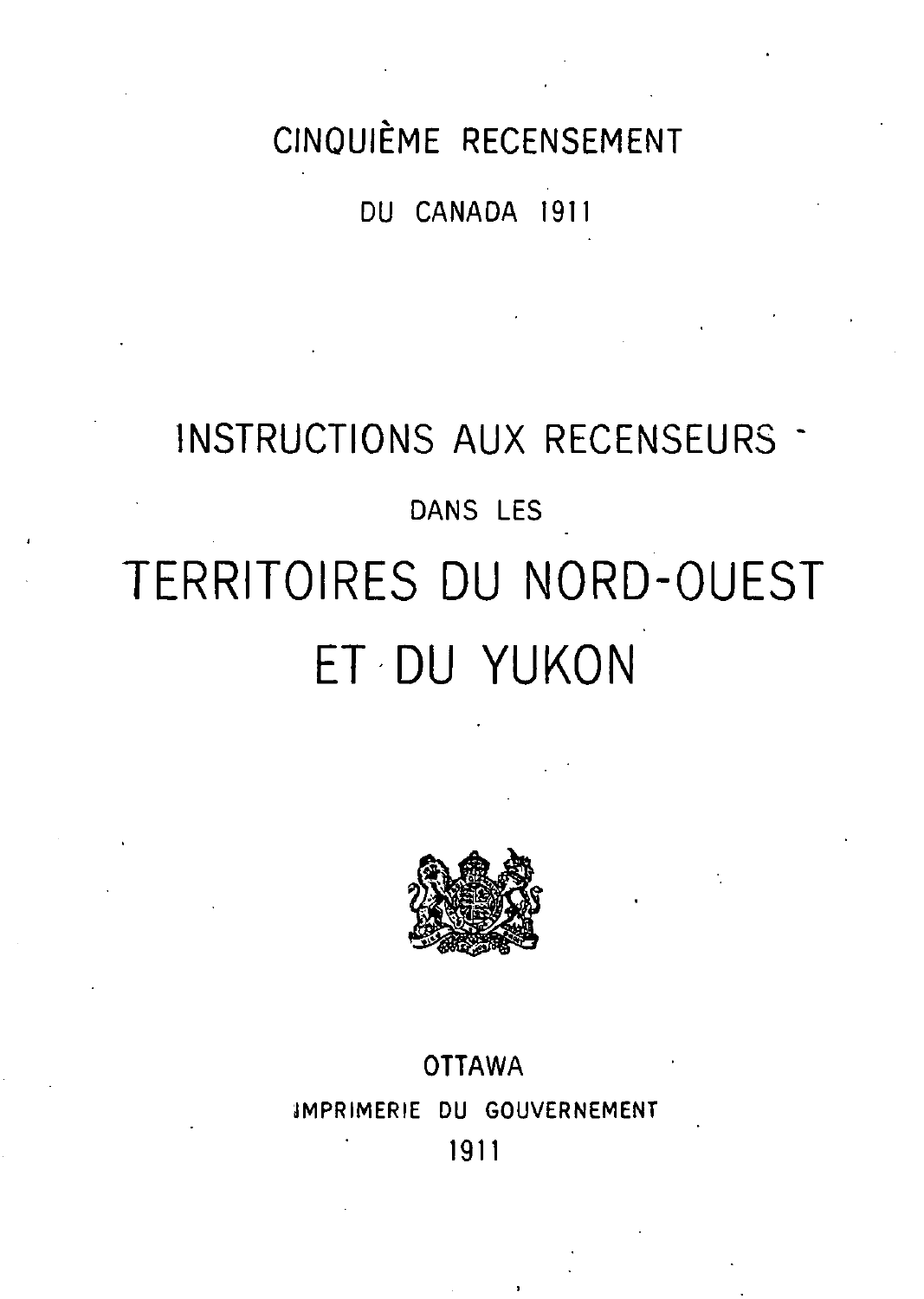CINQUIÈME RECENSEMENT

DU CANADA 1911

# INSTRUCTIONS AUX RECENSEURS

DANS LES

# TERRITOIRES DU NORD-OUEST ET DU YUKON

OTTAWA

IMPRIMERIE DU GOUVERNEMENT

1911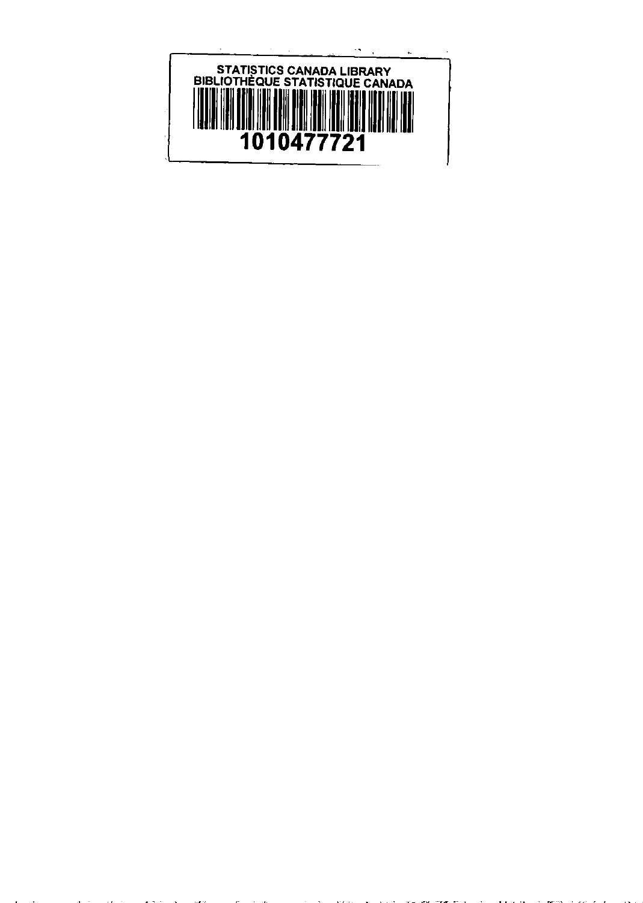STATISTICS CANADA LIBRARY
BIBLIOTHÈQUE STATISTIQUE CANADA

1010477721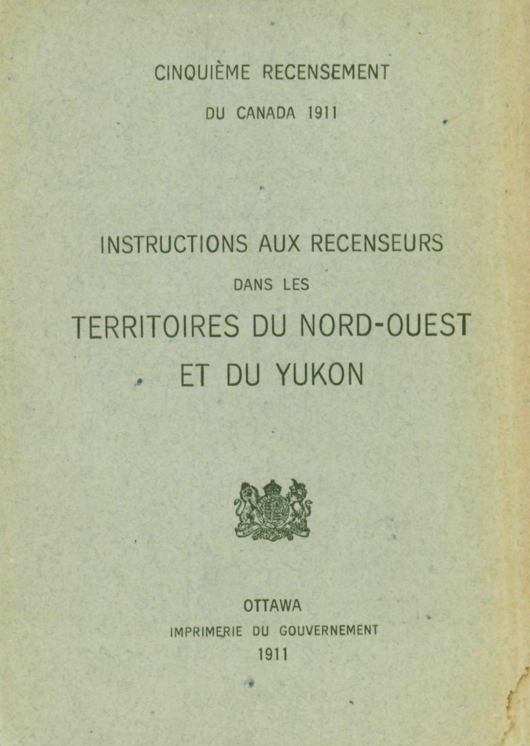CINQUIÈME RECENSEMENT

DU CANADA 1911

# INSTRUCTIONS AUX RECENSEURS

DANS LES

# TERRITOIRES DU NORD-OUEST ET DU YUKON

OTTAWA

IMPRIMERIE DU GOUVERNEMENT

1911